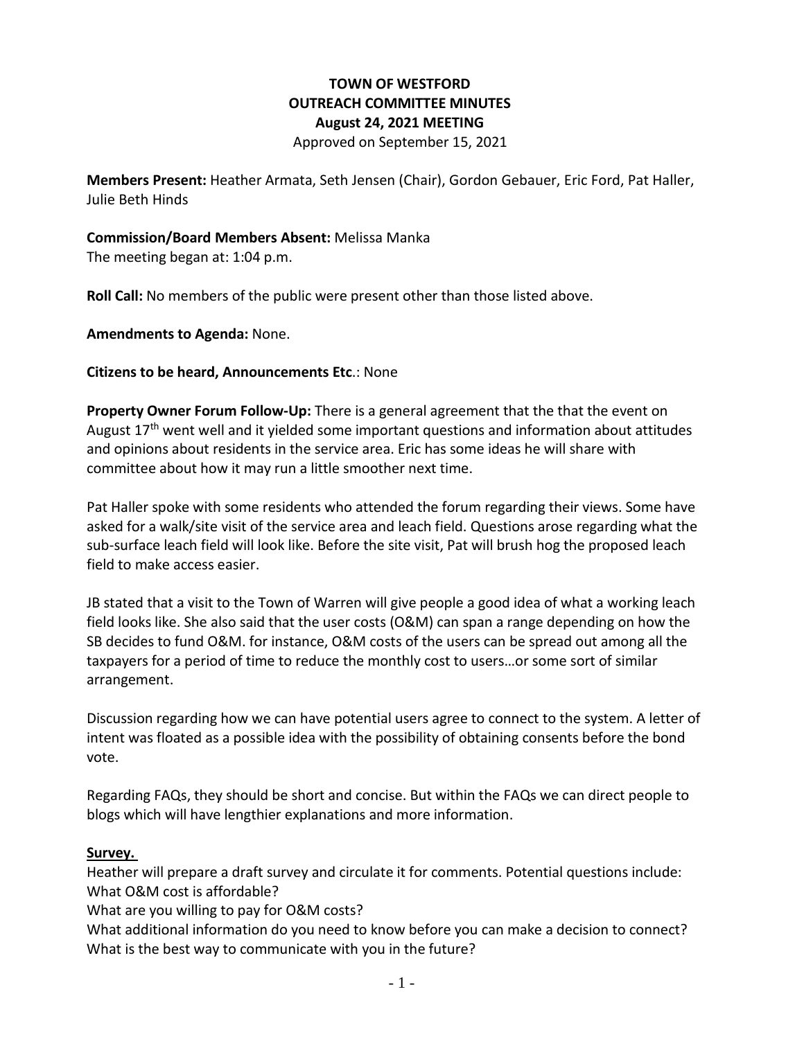# TOWN OF WESTFORD
## OUTREACH COMMITTEE MINUTES
### August 24, 2021 MEETING

Approved on September 15, 2021

**Members Present:** Heather Armata, Seth Jensen (Chair), Gordon Gebauer, Eric Ford, Pat Haller, Julie Beth Hinds

**Commission/Board Members Absent:** Melissa Manka

The meeting began at: 1:04 p.m.

**Roll Call:** No members of the public were present other than those listed above.

**Amendments to Agenda:** None.

**Citizens to be heard, Announcements Etc.**: None

**Property Owner Forum Follow-Up:** There is a general agreement that the that the event on August 17th went well and it yielded some important questions and information about attitudes and opinions about residents in the service area. Eric has some ideas he will share with committee about how it may run a little smoother next time.

Pat Haller spoke with some residents who attended the forum regarding their views. Some have asked for a walk/site visit of the service area and leach field. Questions arose regarding what the sub-surface leach field will look like. Before the site visit, Pat will brush hog the proposed leach field to make access easier.

JB stated that a visit to the Town of Warren will give people a good idea of what a working leach field looks like. She also said that the user costs (O&M) can span a range depending on how the SB decides to fund O&M. for instance, O&M costs of the users can be spread out among all the taxpayers for a period of time to reduce the monthly cost to users…or some sort of similar arrangement.

Discussion regarding how we can have potential users agree to connect to the system. A letter of intent was floated as a possible idea with the possibility of obtaining consents before the bond vote.

Regarding FAQs, they should be short and concise. But within the FAQs we can direct people to blogs which will have lengthier explanations and more information.

**Survey.**

Heather will prepare a draft survey and circulate it for comments. Potential questions include:

What O&M cost is affordable?

What are you willing to pay for O&M costs?

What additional information do you need to know before you can make a decision to connect?

What is the best way to communicate with you in the future?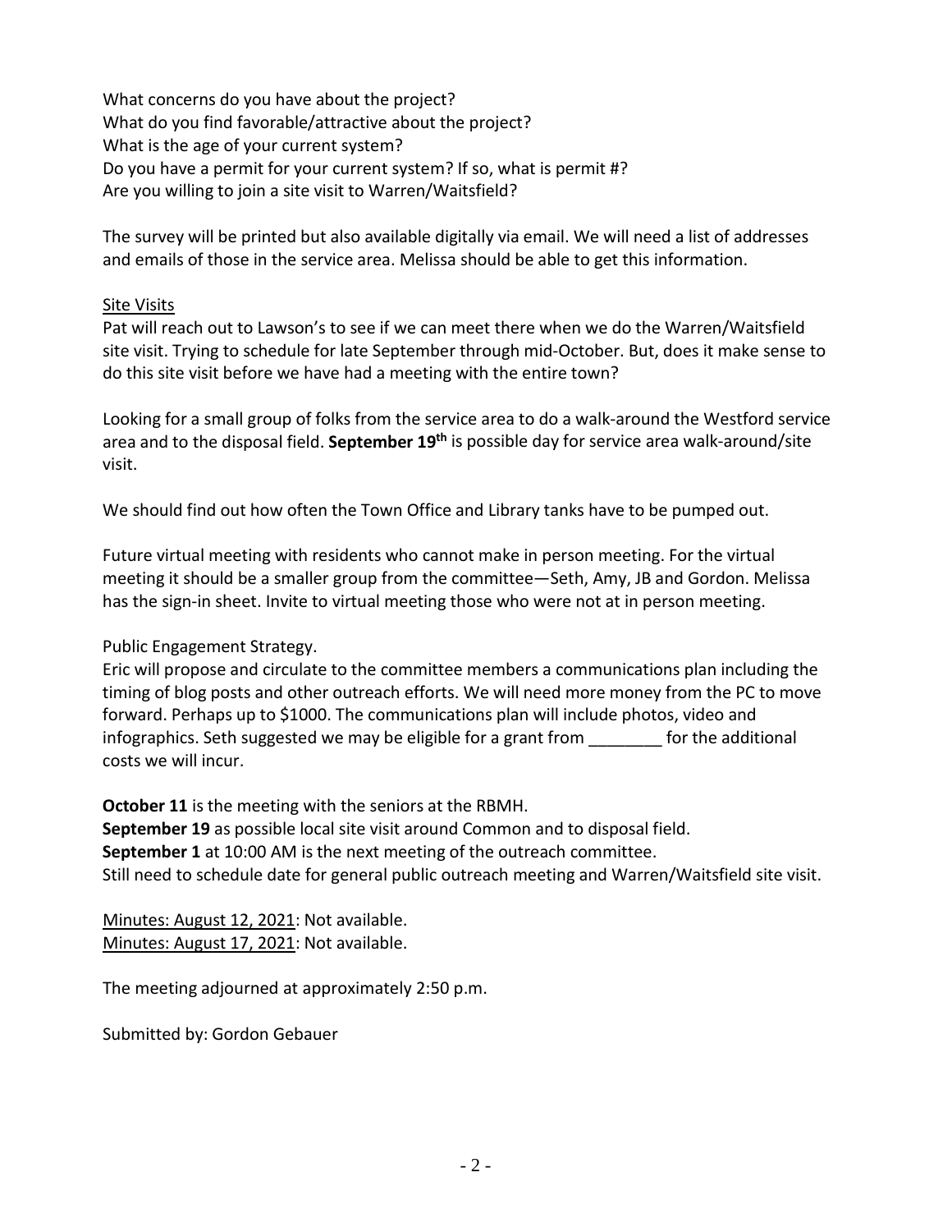What concerns do you have about the project?
What do you find favorable/attractive about the project?
What is the age of your current system?
Do you have a permit for your current system? If so, what is permit #?
Are you willing to join a site visit to Warren/Waitsfield?

The survey will be printed but also available digitally via email. We will need a list of addresses and emails of those in the service area. Melissa should be able to get this information.

Site Visits

Pat will reach out to Lawson's to see if we can meet there when we do the Warren/Waitsfield site visit. Trying to schedule for late September through mid-October. But, does it make sense to do this site visit before we have had a meeting with the entire town?

Looking for a small group of folks from the service area to do a walk-around the Westford service area and to the disposal field. **September 19th** is possible day for service area walk-around/site visit.

We should find out how often the Town Office and Library tanks have to be pumped out.

Future virtual meeting with residents who cannot make in person meeting. For the virtual meeting it should be a smaller group from the committee—Seth, Amy, JB and Gordon. Melissa has the sign-in sheet. Invite to virtual meeting those who were not at in person meeting.

Public Engagement Strategy.

Eric will propose and circulate to the committee members a communications plan including the timing of blog posts and other outreach efforts. We will need more money from the PC to move forward. Perhaps up to $1000. The communications plan will include photos, video and infographics. Seth suggested we may be eligible for a grant from ________ for the additional costs we will incur.

**October 11** is the meeting with the seniors at the RBMH.
**September 19** as possible local site visit around Common and to disposal field.
**September 1** at 10:00 AM is the next meeting of the outreach committee.
Still need to schedule date for general public outreach meeting and Warren/Waitsfield site visit.

Minutes: August 12, 2021: Not available.
Minutes: August 17, 2021: Not available.

The meeting adjourned at approximately 2:50 p.m.

Submitted by: Gordon Gebauer